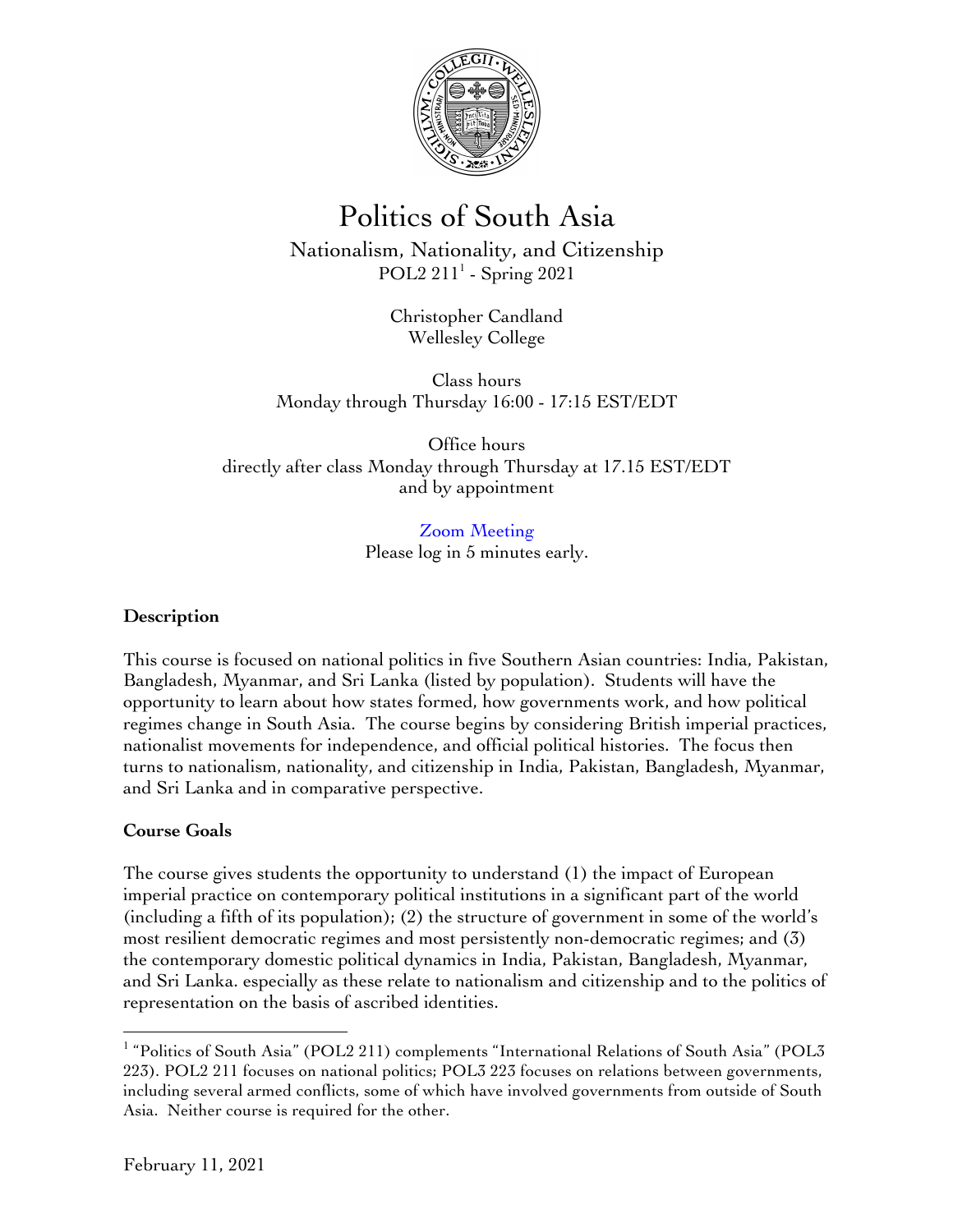# Politics of South Asia

## Nationalism, Nationality, and Citizenship

POL2 211[1] - Spring 2021

Christopher Candland
Wellesley College

Class hours
Monday through Thursday 16:00 - 17:15 EST/EDT

Office hours
directly after class Monday through Thursday at 17.15 EST/EDT
and by appointment

Zoom Meeting
Please log in 5 minutes early.

**Description**

This course is focused on national politics in five Southern Asian countries: India, Pakistan, Bangladesh, Myanmar, and Sri Lanka (listed by population). Students will have the opportunity to learn about how states formed, how governments work, and how political regimes change in South Asia. The course begins by considering British imperial practices, nationalist movements for independence, and official political histories. The focus then turns to nationalism, nationality, and citizenship in India, Pakistan, Bangladesh, Myanmar, and Sri Lanka and in comparative perspective.

**Course Goals**

The course gives students the opportunity to understand (1) the impact of European imperial practice on contemporary political institutions in a significant part of the world (including a fifth of its population); (2) the structure of government in some of the world's most resilient democratic regimes and most persistently non-democratic regimes; and (3) the contemporary domestic political dynamics in India, Pakistan, Bangladesh, Myanmar, and Sri Lanka. especially as these relate to nationalism and citizenship and to the politics of representation on the basis of ascribed identities.

---

[1] "Politics of South Asia" (POL2 211) complements "International Relations of South Asia" (POL3 223). POL2 211 focuses on national politics; POL3 223 focuses on relations between governments, including several armed conflicts, some of which have involved governments from outside of South Asia. Neither course is required for the other.

February 11, 2021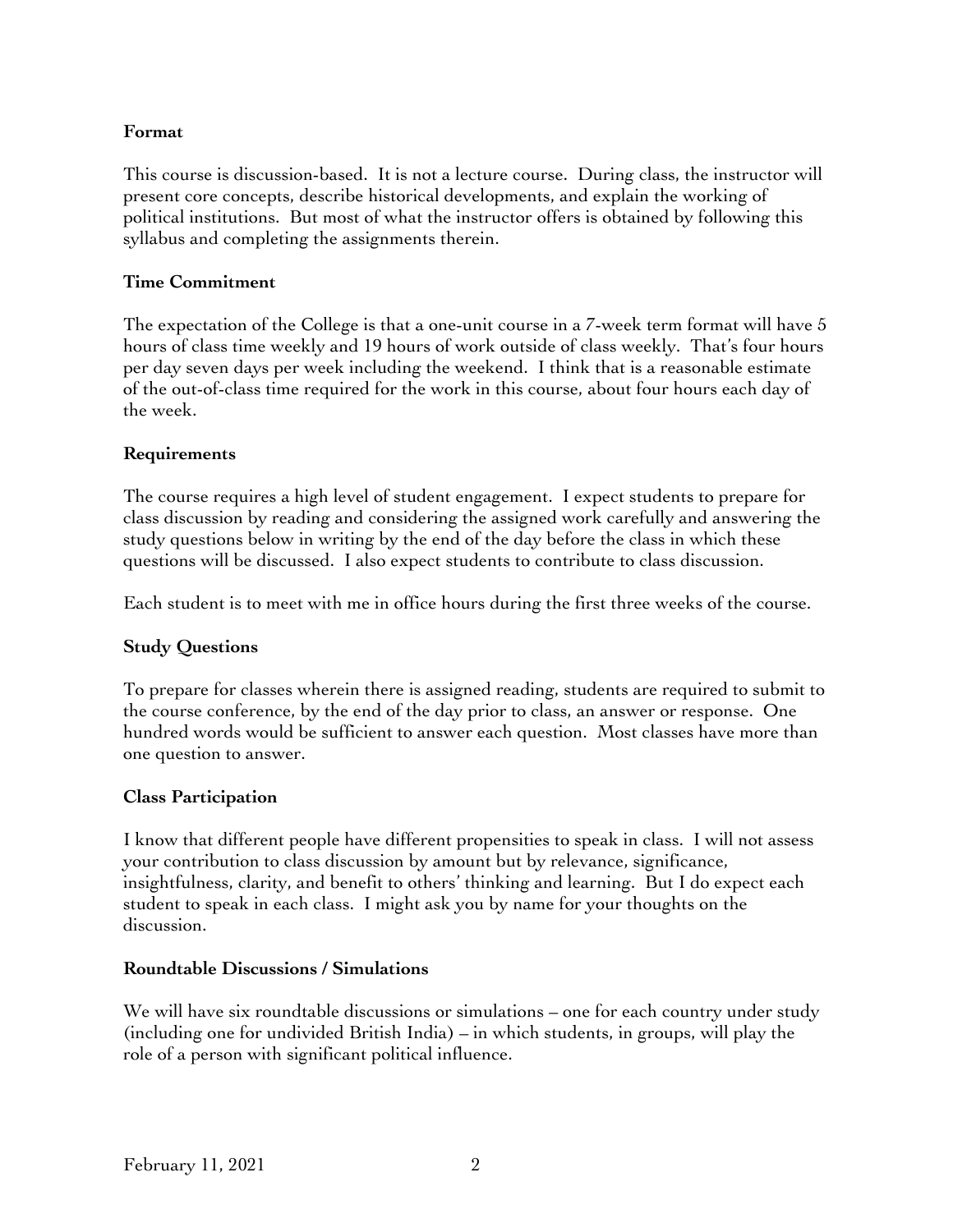**Format**

This course is discussion-based. It is not a lecture course. During class, the instructor will present core concepts, describe historical developments, and explain the working of political institutions. But most of what the instructor offers is obtained by following this syllabus and completing the assignments therein.

**Time Commitment**

The expectation of the College is that a one-unit course in a 7-week term format will have 5 hours of class time weekly and 19 hours of work outside of class weekly. That's four hours per day seven days per week including the weekend. I think that is a reasonable estimate of the out-of-class time required for the work in this course, about four hours each day of the week.

**Requirements**

The course requires a high level of student engagement. I expect students to prepare for class discussion by reading and considering the assigned work carefully and answering the study questions below in writing by the end of the day before the class in which these questions will be discussed. I also expect students to contribute to class discussion.

Each student is to meet with me in office hours during the first three weeks of the course.

**Study Questions**

To prepare for classes wherein there is assigned reading, students are required to submit to the course conference, by the end of the day prior to class, an answer or response. One hundred words would be sufficient to answer each question. Most classes have more than one question to answer.

**Class Participation**

I know that different people have different propensities to speak in class. I will not assess your contribution to class discussion by amount but by relevance, significance, insightfulness, clarity, and benefit to others' thinking and learning. But I do expect each student to speak in each class. I might ask you by name for your thoughts on the discussion.

**Roundtable Discussions / Simulations**

We will have six roundtable discussions or simulations – one for each country under study (including one for undivided British India) – in which students, in groups, will play the role of a person with significant political influence.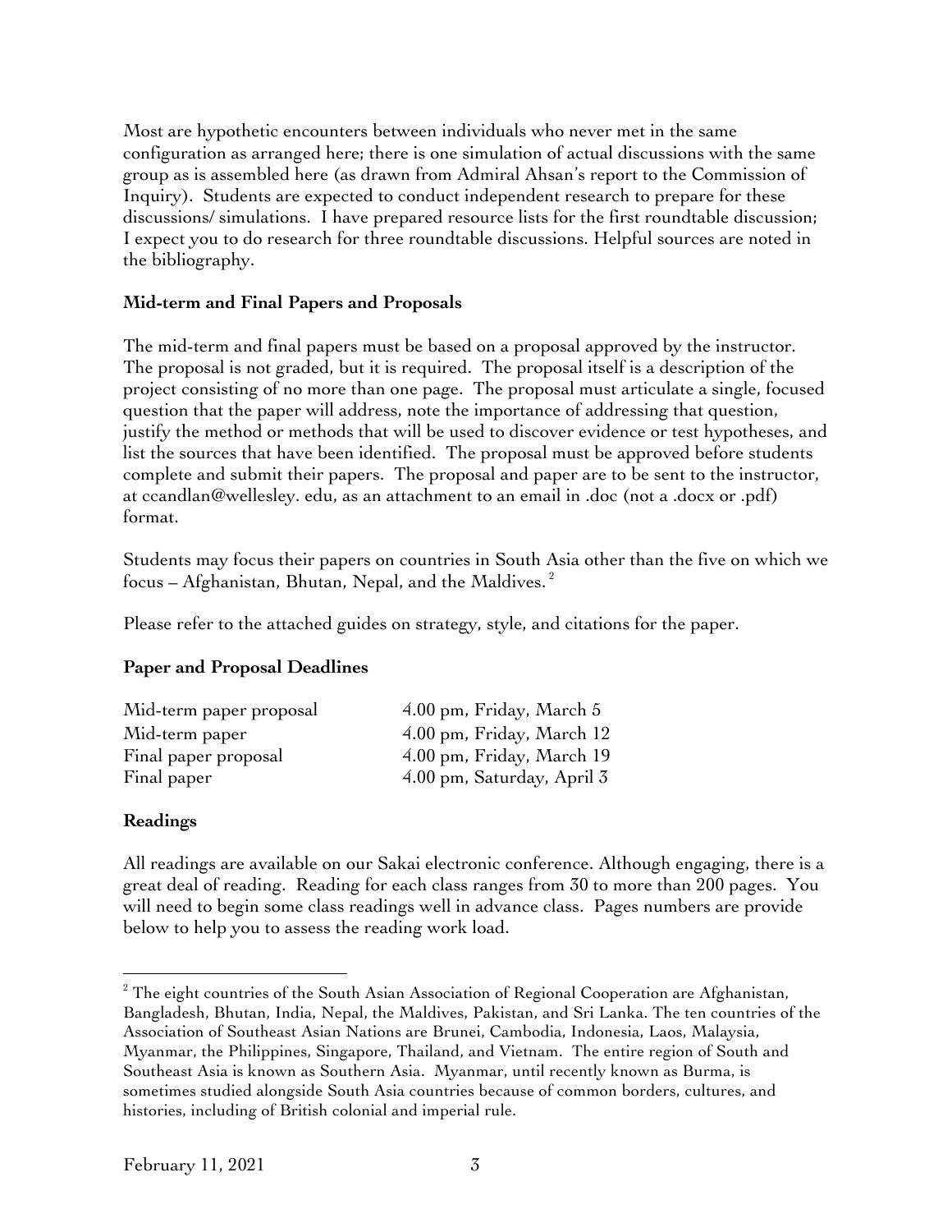Most are hypothetic encounters between individuals who never met in the same configuration as arranged here; there is one simulation of actual discussions with the same group as is assembled here (as drawn from Admiral Ahsan's report to the Commission of Inquiry). Students are expected to conduct independent research to prepare for these discussions/ simulations. I have prepared resource lists for the first roundtable discussion; I expect you to do research for three roundtable discussions. Helpful sources are noted in the bibliography.

**Mid-term and Final Papers and Proposals**

The mid-term and final papers must be based on a proposal approved by the instructor. The proposal is not graded, but it is required. The proposal itself is a description of the project consisting of no more than one page. The proposal must articulate a single, focused question that the paper will address, note the importance of addressing that question, justify the method or methods that will be used to discover evidence or test hypotheses, and list the sources that have been identified. The proposal must be approved before students complete and submit their papers. The proposal and paper are to be sent to the instructor, at ccandlan@wellesley. edu, as an attachment to an email in .doc (not a .docx or .pdf) format.

Students may focus their papers on countries in South Asia other than the five on which we focus – Afghanistan, Bhutan, Nepal, and the Maldives. [2]

Please refer to the attached guides on strategy, style, and citations for the paper.

**Paper and Proposal Deadlines**

| | |
|---|---|
| Mid-term paper proposal | 4.00 pm, Friday, March 5 |
| Mid-term paper | 4.00 pm, Friday, March 12 |
| Final paper proposal | 4.00 pm, Friday, March 19 |
| Final paper | 4.00 pm, Saturday, April 3 |

**Readings**

All readings are available on our Sakai electronic conference. Although engaging, there is a great deal of reading. Reading for each class ranges from 30 to more than 200 pages. You will need to begin some class readings well in advance class. Pages numbers are provide below to help you to assess the reading work load.

---

[2] The eight countries of the South Asian Association of Regional Cooperation are Afghanistan, Bangladesh, Bhutan, India, Nepal, the Maldives, Pakistan, and Sri Lanka. The ten countries of the Association of Southeast Asian Nations are Brunei, Cambodia, Indonesia, Laos, Malaysia, Myanmar, the Philippines, Singapore, Thailand, and Vietnam. The entire region of South and Southeast Asia is known as Southern Asia. Myanmar, until recently known as Burma, is sometimes studied alongside South Asia countries because of common borders, cultures, and histories, including of British colonial and imperial rule.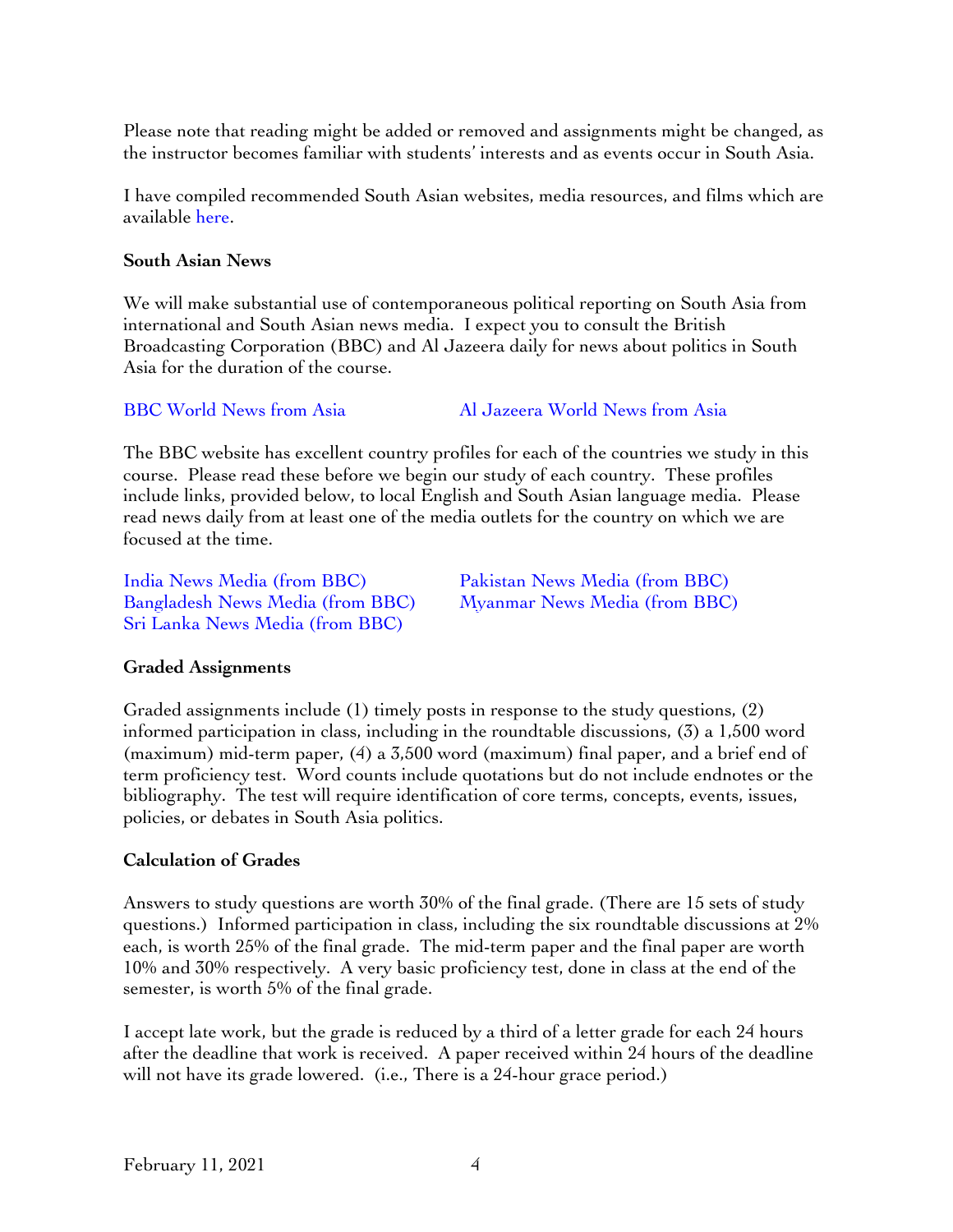Please note that reading might be added or removed and assignments might be changed, as the instructor becomes familiar with students' interests and as events occur in South Asia.

I have compiled recommended South Asian websites, media resources, and films which are available here.

**South Asian News**

We will make substantial use of contemporaneous political reporting on South Asia from international and South Asian news media. I expect you to consult the British Broadcasting Corporation (BBC) and Al Jazeera daily for news about politics in South Asia for the duration of the course.

BBC World News from Asia

Al Jazeera World News from Asia

The BBC website has excellent country profiles for each of the countries we study in this course. Please read these before we begin our study of each country. These profiles include links, provided below, to local English and South Asian language media. Please read news daily from at least one of the media outlets for the country on which we are focused at the time.

India News Media (from BBC)
Bangladesh News Media (from BBC)
Sri Lanka News Media (from BBC)
Pakistan News Media (from BBC)
Myanmar News Media (from BBC)

**Graded Assignments**

Graded assignments include (1) timely posts in response to the study questions, (2) informed participation in class, including in the roundtable discussions, (3) a 1,500 word (maximum) mid-term paper, (4) a 3,500 word (maximum) final paper, and a brief end of term proficiency test. Word counts include quotations but do not include endnotes or the bibliography. The test will require identification of core terms, concepts, events, issues, policies, or debates in South Asia politics.

**Calculation of Grades**

Answers to study questions are worth 30% of the final grade. (There are 15 sets of study questions.) Informed participation in class, including the six roundtable discussions at 2% each, is worth 25% of the final grade. The mid-term paper and the final paper are worth 10% and 30% respectively. A very basic proficiency test, done in class at the end of the semester, is worth 5% of the final grade.

I accept late work, but the grade is reduced by a third of a letter grade for each 24 hours after the deadline that work is received. A paper received within 24 hours of the deadline will not have its grade lowered. (i.e., There is a 24-hour grace period.)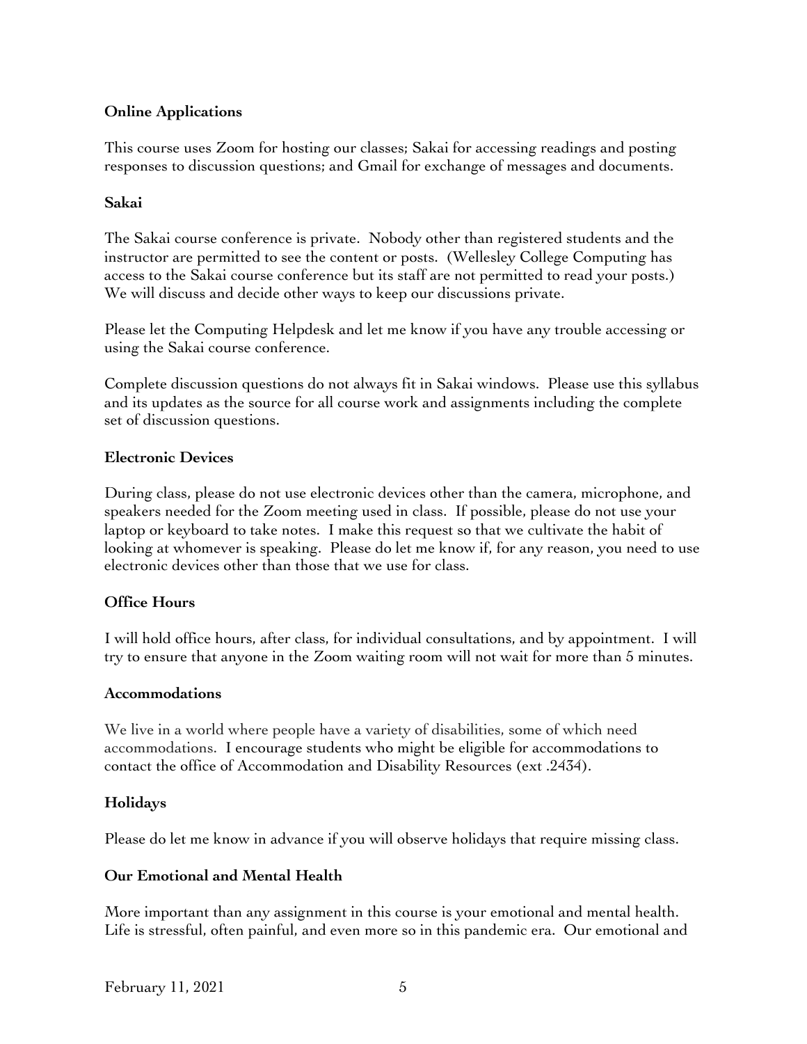**Online Applications**

This course uses Zoom for hosting our classes; Sakai for accessing readings and posting responses to discussion questions; and Gmail for exchange of messages and documents.

**Sakai**

The Sakai course conference is private. Nobody other than registered students and the instructor are permitted to see the content or posts. (Wellesley College Computing has access to the Sakai course conference but its staff are not permitted to read your posts.) We will discuss and decide other ways to keep our discussions private.

Please let the Computing Helpdesk and let me know if you have any trouble accessing or using the Sakai course conference.

Complete discussion questions do not always fit in Sakai windows. Please use this syllabus and its updates as the source for all course work and assignments including the complete set of discussion questions.

**Electronic Devices**

During class, please do not use electronic devices other than the camera, microphone, and speakers needed for the Zoom meeting used in class. If possible, please do not use your laptop or keyboard to take notes. I make this request so that we cultivate the habit of looking at whomever is speaking. Please do let me know if, for any reason, you need to use electronic devices other than those that we use for class.

**Office Hours**

I will hold office hours, after class, for individual consultations, and by appointment. I will try to ensure that anyone in the Zoom waiting room will not wait for more than 5 minutes.

**Accommodations**

We live in a world where people have a variety of disabilities, some of which need accommodations. I encourage students who might be eligible for accommodations to contact the office of Accommodation and Disability Resources (ext .2434).

**Holidays**

Please do let me know in advance if you will observe holidays that require missing class.

**Our Emotional and Mental Health**

More important than any assignment in this course is your emotional and mental health. Life is stressful, often painful, and even more so in this pandemic era. Our emotional and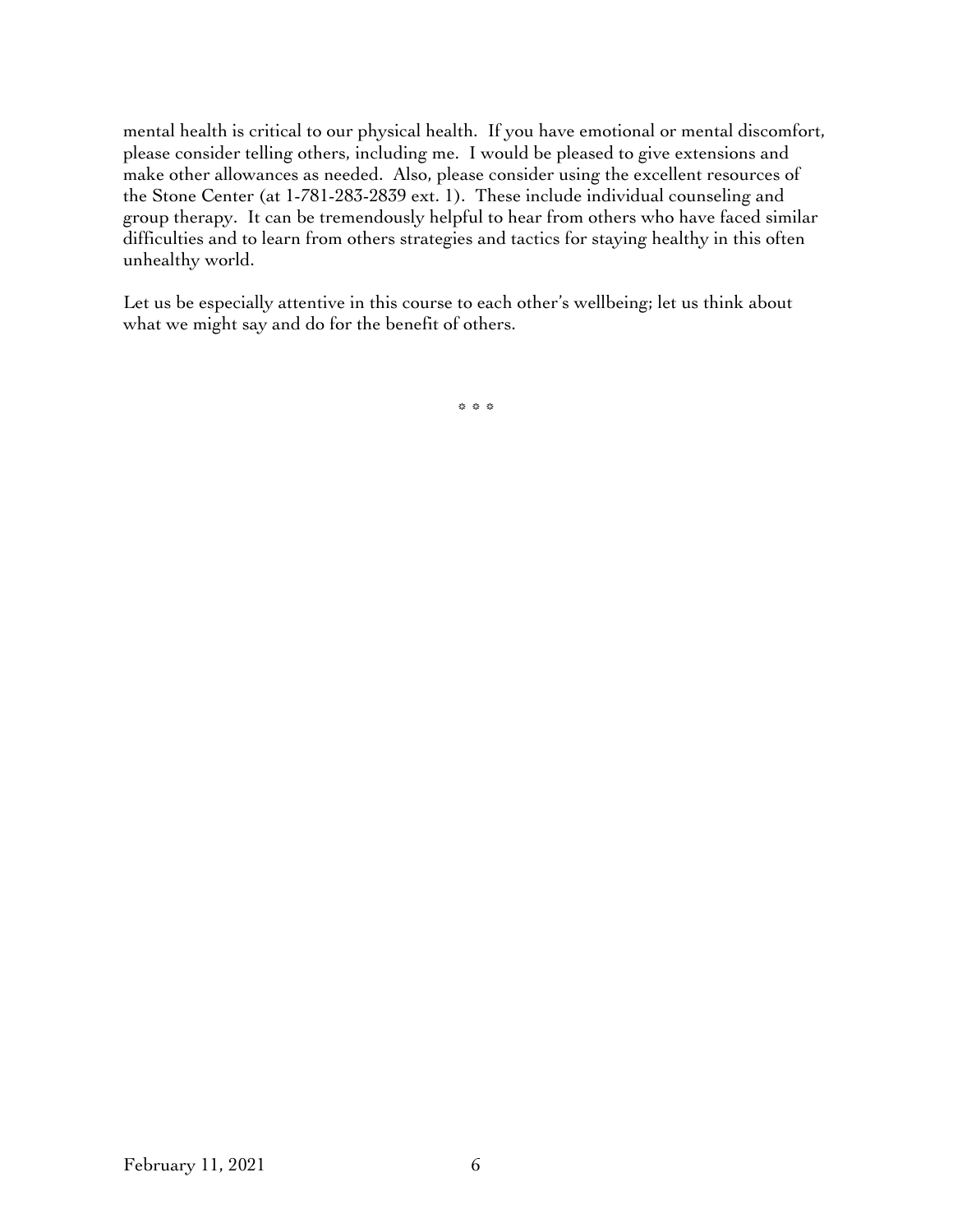mental health is critical to our physical health. If you have emotional or mental discomfort, please consider telling others, including me. I would be pleased to give extensions and make other allowances as needed. Also, please consider using the excellent resources of the Stone Center (at 1-781-283-2839 ext. 1). These include individual counseling and group therapy. It can be tremendously helpful to hear from others who have faced similar difficulties and to learn from others strategies and tactics for staying healthy in this often unhealthy world.

Let us be especially attentive in this course to each other's wellbeing; let us think about what we might say and do for the benefit of others.

\* \* \*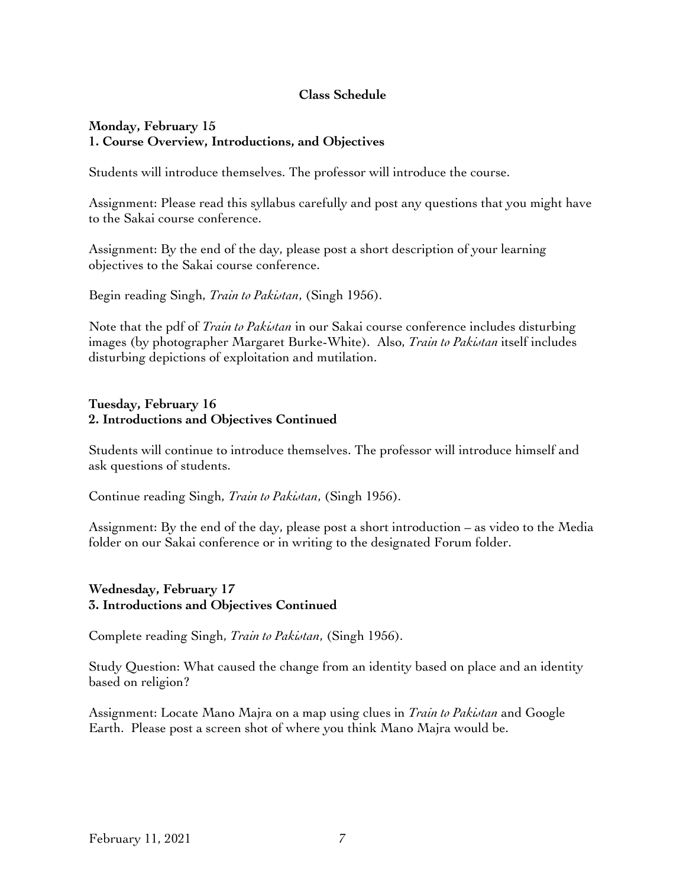## Class Schedule

**Monday, February 15**
**1. Course Overview, Introductions, and Objectives**

Students will introduce themselves. The professor will introduce the course.

Assignment: Please read this syllabus carefully and post any questions that you might have to the Sakai course conference.

Assignment: By the end of the day, please post a short description of your learning objectives to the Sakai course conference.

Begin reading Singh, *Train to Pakistan*, (Singh 1956).

Note that the pdf of *Train to Pakistan* in our Sakai course conference includes disturbing images (by photographer Margaret Burke-White). Also, *Train to Pakistan* itself includes disturbing depictions of exploitation and mutilation.

**Tuesday, February 16**
**2. Introductions and Objectives Continued**

Students will continue to introduce themselves. The professor will introduce himself and ask questions of students.

Continue reading Singh, *Train to Pakistan*, (Singh 1956).

Assignment: By the end of the day, please post a short introduction – as video to the Media folder on our Sakai conference or in writing to the designated Forum folder.

**Wednesday, February 17**
**3. Introductions and Objectives Continued**

Complete reading Singh, *Train to Pakistan*, (Singh 1956).

Study Question: What caused the change from an identity based on place and an identity based on religion?

Assignment: Locate Mano Majra on a map using clues in *Train to Pakistan* and Google Earth. Please post a screen shot of where you think Mano Majra would be.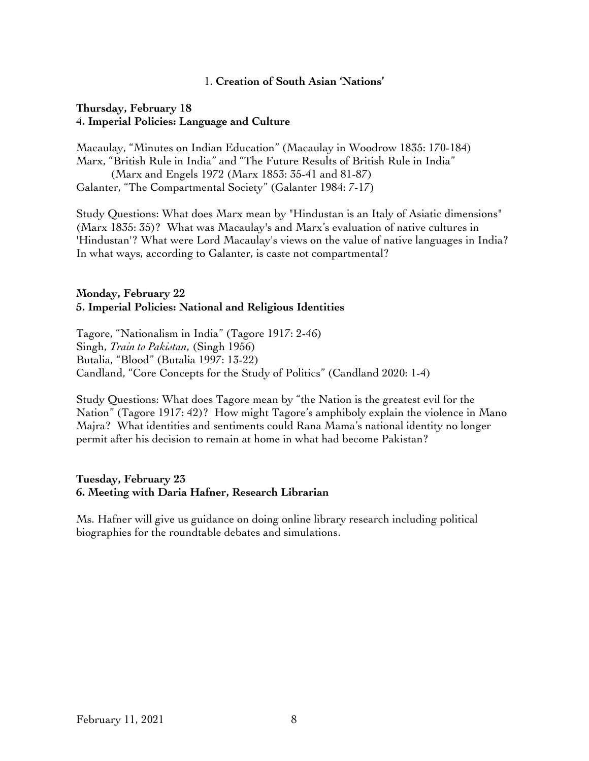## 1. Creation of South Asian 'Nations'

**Thursday, February 18**
**4. Imperial Policies: Language and Culture**

Macaulay, "Minutes on Indian Education" (Macaulay in Woodrow 1835: 170-184)
Marx, "British Rule in India" and "The Future Results of British Rule in India"
(Marx and Engels 1972 (Marx 1853: 35-41 and 81-87)
Galanter, "The Compartmental Society" (Galanter 1984: 7-17)

Study Questions: What does Marx mean by "Hindustan is an Italy of Asiatic dimensions" (Marx 1835: 35)? What was Macaulay's and Marx's evaluation of native cultures in 'Hindustan'? What were Lord Macaulay's views on the value of native languages in India? In what ways, according to Galanter, is caste not compartmental?

**Monday, February 22**
**5. Imperial Policies: National and Religious Identities**

Tagore, "Nationalism in India" (Tagore 1917: 2-46)
Singh, *Train to Pakistan*, (Singh 1956)
Butalia, "Blood" (Butalia 1997: 13-22)
Candland, "Core Concepts for the Study of Politics" (Candland 2020: 1-4)

Study Questions: What does Tagore mean by "the Nation is the greatest evil for the Nation" (Tagore 1917: 42)? How might Tagore's amphiboly explain the violence in Mano Majra? What identities and sentiments could Rana Mama's national identity no longer permit after his decision to remain at home in what had become Pakistan?

**Tuesday, February 23**
**6. Meeting with Daria Hafner, Research Librarian**

Ms. Hafner will give us guidance on doing online library research including political biographies for the roundtable debates and simulations.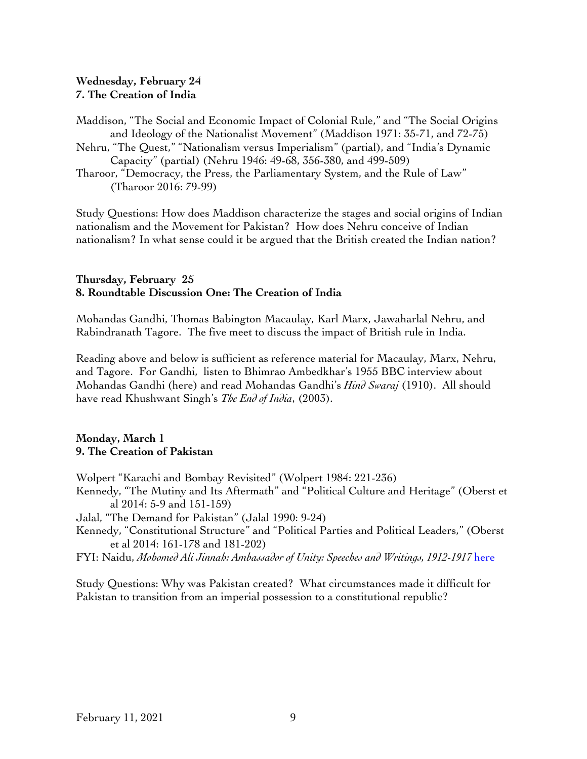**Wednesday, February 24**
**7. The Creation of India**

Maddison, "The Social and Economic Impact of Colonial Rule," and "The Social Origins and Ideology of the Nationalist Movement" (Maddison 1971: 35-71, and 72-75)
Nehru, "The Quest," "Nationalism versus Imperialism" (partial), and "India's Dynamic Capacity" (partial) (Nehru 1946: 49-68, 356-380, and 499-509)
Tharoor, "Democracy, the Press, the Parliamentary System, and the Rule of Law" (Tharoor 2016: 79-99)

Study Questions: How does Maddison characterize the stages and social origins of Indian nationalism and the Movement for Pakistan? How does Nehru conceive of Indian nationalism? In what sense could it be argued that the British created the Indian nation?

**Thursday, February 25**
**8. Roundtable Discussion One: The Creation of India**

Mohandas Gandhi, Thomas Babington Macaulay, Karl Marx, Jawaharlal Nehru, and Rabindranath Tagore. The five meet to discuss the impact of British rule in India.

Reading above and below is sufficient as reference material for Macaulay, Marx, Nehru, and Tagore. For Gandhi, listen to Bhimrao Ambedkhar's 1955 BBC interview about Mohandas Gandhi (here) and read Mohandas Gandhi's *Hind Swaraj* (1910). All should have read Khushwant Singh's *The End of India*, (2003).

**Monday, March 1**
**9. The Creation of Pakistan**

Wolpert "Karachi and Bombay Revisited" (Wolpert 1984: 221-236)
Kennedy, "The Mutiny and Its Aftermath" and "Political Culture and Heritage" (Oberst et al 2014: 5-9 and 151-159)
Jalal, "The Demand for Pakistan" (Jalal 1990: 9-24)
Kennedy, "Constitutional Structure" and "Political Parties and Political Leaders," (Oberst et al 2014: 161-178 and 181-202)
FYI: Naidu, *Mohomed Ali Jinnah: Ambassador of Unity: Speeches and Writings, 1912-1917* here

Study Questions: Why was Pakistan created? What circumstances made it difficult for Pakistan to transition from an imperial possession to a constitutional republic?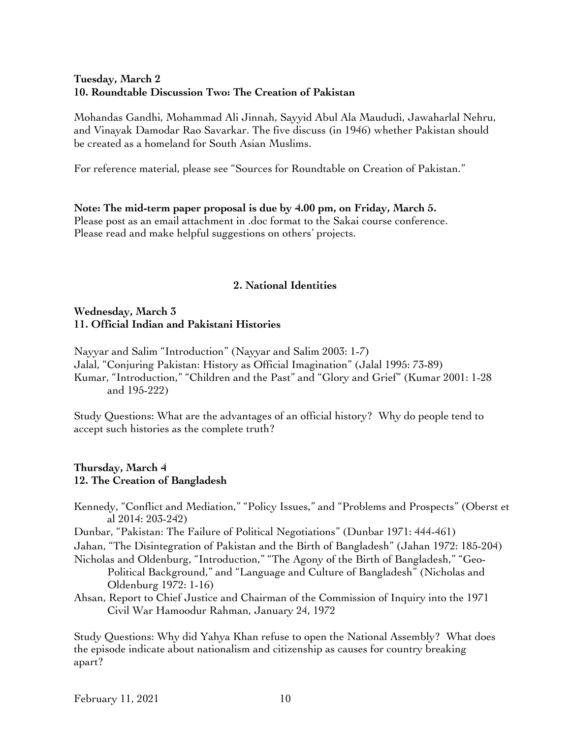**Tuesday, March 2**
**10. Roundtable Discussion Two: The Creation of Pakistan**

Mohandas Gandhi, Mohammad Ali Jinnah, Sayyid Abul Ala Maududi, Jawaharlal Nehru, and Vinayak Damodar Rao Savarkar. The five discuss (in 1946) whether Pakistan should be created as a homeland for South Asian Muslims.

For reference material, please see "Sources for Roundtable on Creation of Pakistan."

**Note: The mid-term paper proposal is due by 4.00 pm, on Friday, March 5.**
Please post as an email attachment in .doc format to the Sakai course conference.
Please read and make helpful suggestions on others' projects.

## 2. National Identities

**Wednesday, March 3**
**11. Official Indian and Pakistani Histories**

Nayyar and Salim "Introduction" (Nayyar and Salim 2003: 1-7)
Jalal, "Conjuring Pakistan: History as Official Imagination" (Jalal 1995: 73-89)
Kumar, "Introduction," "Children and the Past" and "Glory and Grief" (Kumar 2001: 1-28 and 195-222)

Study Questions: What are the advantages of an official history? Why do people tend to accept such histories as the complete truth?

**Thursday, March 4**
**12. The Creation of Bangladesh**

Kennedy, "Conflict and Mediation," "Policy Issues," and "Problems and Prospects" (Oberst et al 2014: 203-242)
Dunbar, "Pakistan: The Failure of Political Negotiations" (Dunbar 1971: 444-461)
Jahan, "The Disintegration of Pakistan and the Birth of Bangladesh" (Jahan 1972: 185-204)
Nicholas and Oldenburg, "Introduction," "The Agony of the Birth of Bangladesh," "Geo-Political Background," and "Language and Culture of Bangladesh" (Nicholas and Oldenburg 1972: 1-16)
Ahsan, Report to Chief Justice and Chairman of the Commission of Inquiry into the 1971 Civil War Hamoodur Rahman, January 24, 1972

Study Questions: Why did Yahya Khan refuse to open the National Assembly? What does the episode indicate about nationalism and citizenship as causes for country breaking apart?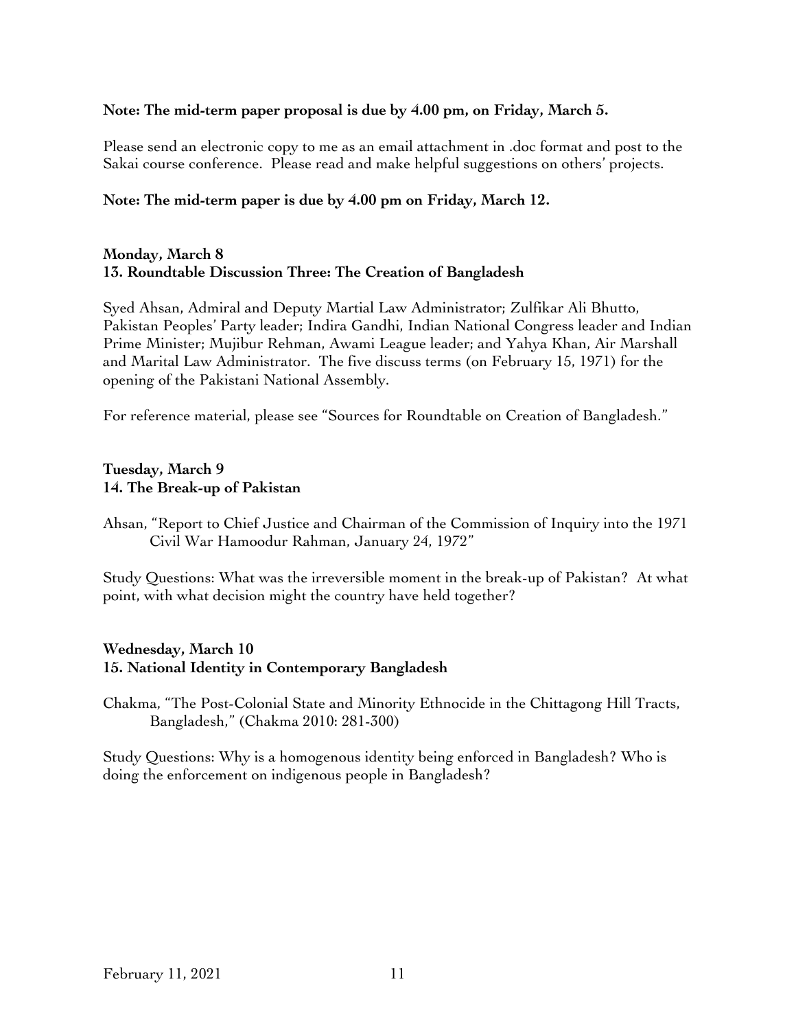**Note: The mid-term paper proposal is due by 4.00 pm, on Friday, March 5.**

Please send an electronic copy to me as an email attachment in .doc format and post to the Sakai course conference. Please read and make helpful suggestions on others' projects.

**Note: The mid-term paper is due by 4.00 pm on Friday, March 12.**

**Monday, March 8**
**13. Roundtable Discussion Three: The Creation of Bangladesh**

Syed Ahsan, Admiral and Deputy Martial Law Administrator; Zulfikar Ali Bhutto, Pakistan Peoples' Party leader; Indira Gandhi, Indian National Congress leader and Indian Prime Minister; Mujibur Rehman, Awami League leader; and Yahya Khan, Air Marshall and Marital Law Administrator. The five discuss terms (on February 15, 1971) for the opening of the Pakistani National Assembly.

For reference material, please see "Sources for Roundtable on Creation of Bangladesh."

**Tuesday, March 9**
**14. The Break-up of Pakistan**

Ahsan, "Report to Chief Justice and Chairman of the Commission of Inquiry into the 1971 Civil War Hamoodur Rahman, January 24, 1972"

Study Questions: What was the irreversible moment in the break-up of Pakistan? At what point, with what decision might the country have held together?

**Wednesday, March 10**
**15. National Identity in Contemporary Bangladesh**

Chakma, "The Post-Colonial State and Minority Ethnocide in the Chittagong Hill Tracts, Bangladesh," (Chakma 2010: 281-300)

Study Questions: Why is a homogenous identity being enforced in Bangladesh? Who is doing the enforcement on indigenous people in Bangladesh?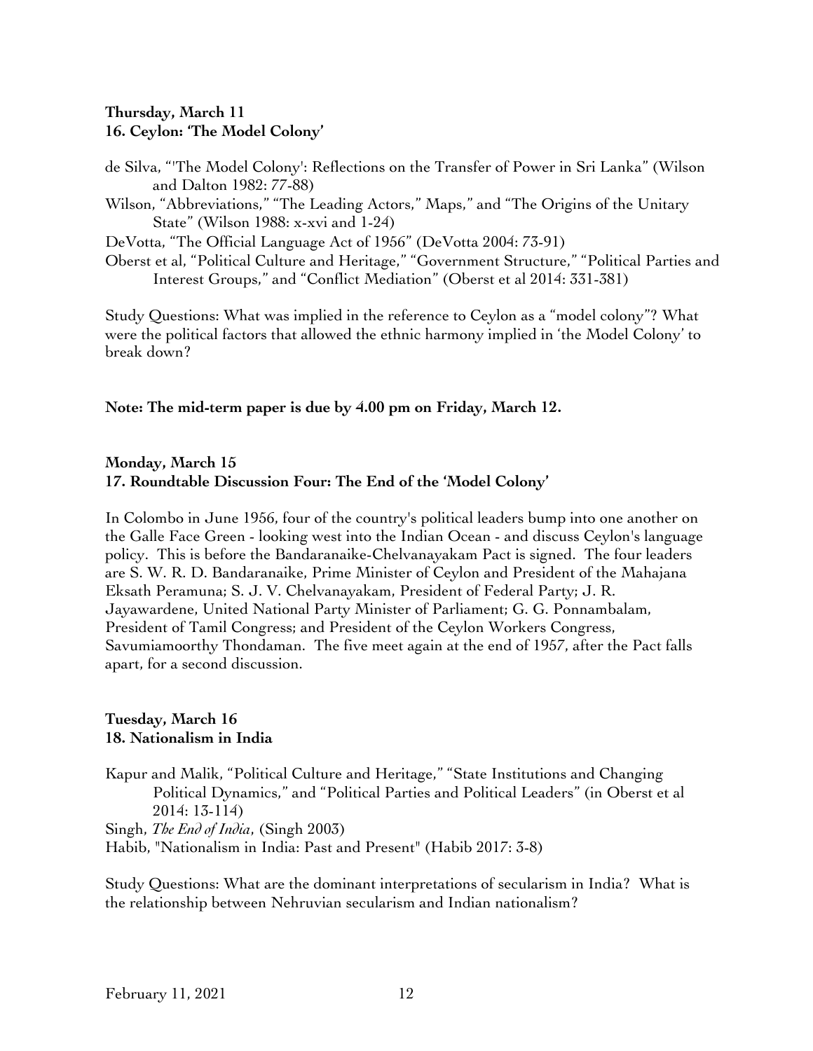**Thursday, March 11**
**16. Ceylon: 'The Model Colony'**

de Silva, "'The Model Colony': Reflections on the Transfer of Power in Sri Lanka" (Wilson and Dalton 1982: 77-88)

Wilson, "Abbreviations," "The Leading Actors," Maps," and "The Origins of the Unitary State" (Wilson 1988: x-xvi and 1-24)

DeVotta, "The Official Language Act of 1956" (DeVotta 2004: 73-91)

Oberst et al, "Political Culture and Heritage," "Government Structure," "Political Parties and Interest Groups," and "Conflict Mediation" (Oberst et al 2014: 331-381)

Study Questions: What was implied in the reference to Ceylon as a "model colony"? What were the political factors that allowed the ethnic harmony implied in 'the Model Colony' to break down?

**Note: The mid-term paper is due by 4.00 pm on Friday, March 12.**

**Monday, March 15**
**17. Roundtable Discussion Four: The End of the 'Model Colony'**

In Colombo in June 1956, four of the country's political leaders bump into one another on the Galle Face Green - looking west into the Indian Ocean - and discuss Ceylon's language policy. This is before the Bandaranaike-Chelvanayakam Pact is signed. The four leaders are S. W. R. D. Bandaranaike, Prime Minister of Ceylon and President of the Mahajana Eksath Peramuna; S. J. V. Chelvanayakam, President of Federal Party; J. R. Jayawardene, United National Party Minister of Parliament; G. G. Ponnambalam, President of Tamil Congress; and President of the Ceylon Workers Congress, Savumiamoorthy Thondaman. The five meet again at the end of 1957, after the Pact falls apart, for a second discussion.

**Tuesday, March 16**
**18. Nationalism in India**

Kapur and Malik, "Political Culture and Heritage," "State Institutions and Changing Political Dynamics," and "Political Parties and Political Leaders" (in Oberst et al 2014: 13-114)

Singh, *The End of India*, (Singh 2003)

Habib, "Nationalism in India: Past and Present" (Habib 2017: 3-8)

Study Questions: What are the dominant interpretations of secularism in India? What is the relationship between Nehruvian secularism and Indian nationalism?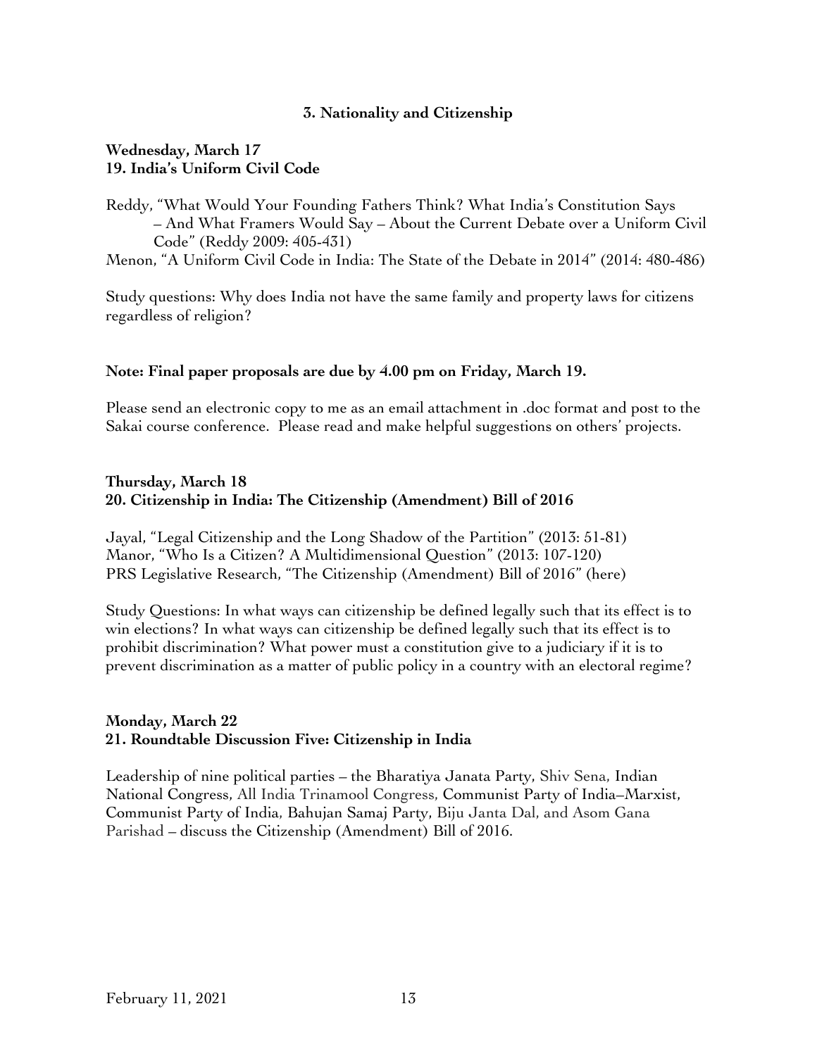## 3. Nationality and Citizenship

**Wednesday, March 17**
**19. India's Uniform Civil Code**

Reddy, "What Would Your Founding Fathers Think? What India's Constitution Says – And What Framers Would Say – About the Current Debate over a Uniform Civil Code" (Reddy 2009: 405-431)
Menon, "A Uniform Civil Code in India: The State of the Debate in 2014" (2014: 480-486)

Study questions: Why does India not have the same family and property laws for citizens regardless of religion?

**Note: Final paper proposals are due by 4.00 pm on Friday, March 19.**

Please send an electronic copy to me as an email attachment in .doc format and post to the Sakai course conference. Please read and make helpful suggestions on others' projects.

**Thursday, March 18**
**20. Citizenship in India: The Citizenship (Amendment) Bill of 2016**

Jayal, "Legal Citizenship and the Long Shadow of the Partition" (2013: 51-81)
Manor, "Who Is a Citizen? A Multidimensional Question" (2013: 107-120)
PRS Legislative Research, "The Citizenship (Amendment) Bill of 2016" (here)

Study Questions: In what ways can citizenship be defined legally such that its effect is to win elections? In what ways can citizenship be defined legally such that its effect is to prohibit discrimination? What power must a constitution give to a judiciary if it is to prevent discrimination as a matter of public policy in a country with an electoral regime?

**Monday, March 22**
**21. Roundtable Discussion Five: Citizenship in India**

Leadership of nine political parties – the Bharatiya Janata Party, Shiv Sena, Indian National Congress, All India Trinamool Congress, Communist Party of India–Marxist, Communist Party of India, Bahujan Samaj Party, Biju Janta Dal, and Asom Gana Parishad – discuss the Citizenship (Amendment) Bill of 2016.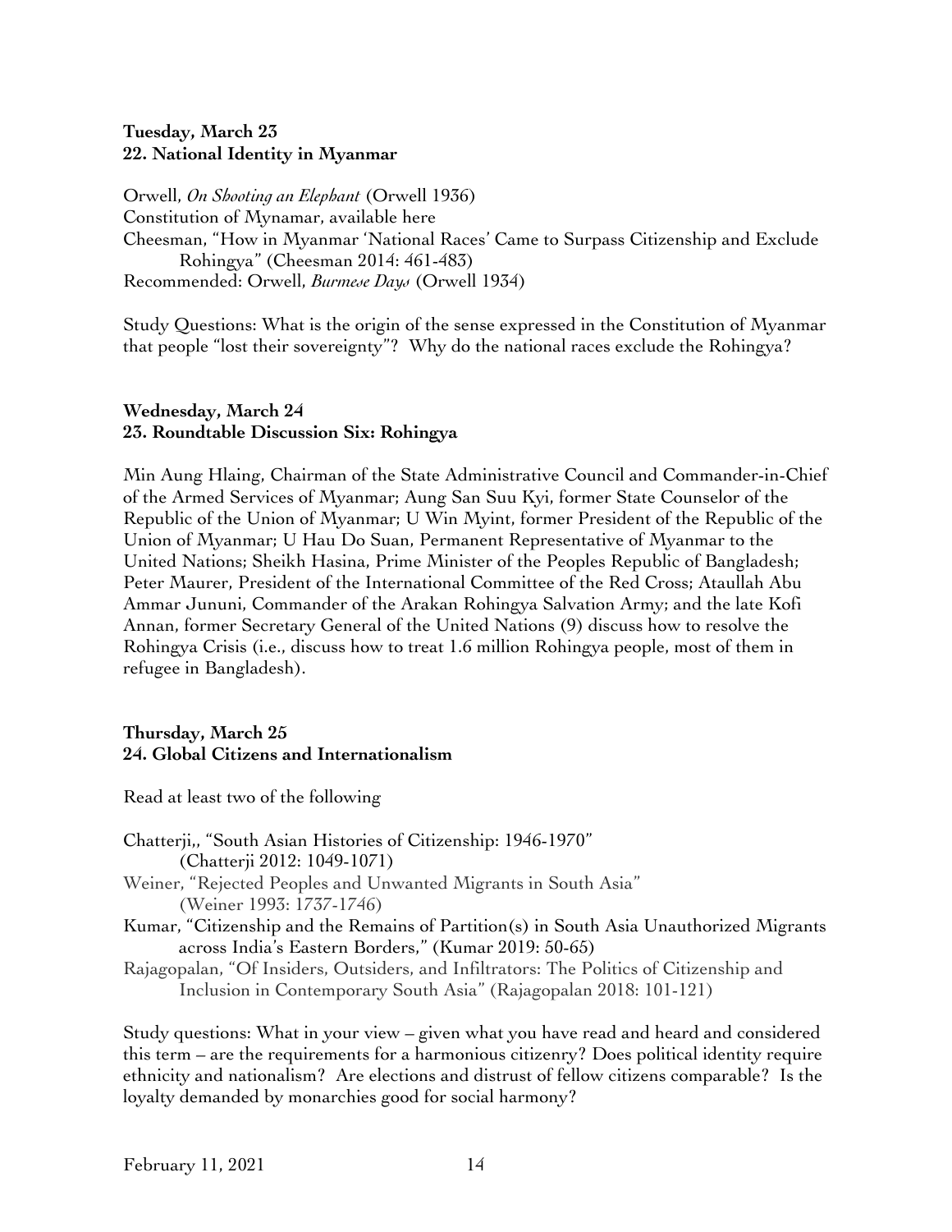**Tuesday, March 23**
**22. National Identity in Myanmar**

Orwell, *On Shooting an Elephant* (Orwell 1936)
Constitution of Mynamar, available here
Cheesman, "How in Myanmar 'National Races' Came to Surpass Citizenship and Exclude Rohingya" (Cheesman 2014: 461-483)
Recommended: Orwell, *Burmese Days* (Orwell 1934)

Study Questions: What is the origin of the sense expressed in the Constitution of Myanmar that people "lost their sovereignty"? Why do the national races exclude the Rohingya?

**Wednesday, March 24**
**23. Roundtable Discussion Six: Rohingya**

Min Aung Hlaing, Chairman of the State Administrative Council and Commander-in-Chief of the Armed Services of Myanmar; Aung San Suu Kyi, former State Counselor of the Republic of the Union of Myanmar; U Win Myint, former President of the Republic of the Union of Myanmar; U Hau Do Suan, Permanent Representative of Myanmar to the United Nations; Sheikh Hasina, Prime Minister of the Peoples Republic of Bangladesh; Peter Maurer, President of the International Committee of the Red Cross; Ataullah Abu Ammar Jununi, Commander of the Arakan Rohingya Salvation Army; and the late Kofi Annan, former Secretary General of the United Nations (9) discuss how to resolve the Rohingya Crisis (i.e., discuss how to treat 1.6 million Rohingya people, most of them in refugee in Bangladesh).

**Thursday, March 25**
**24. Global Citizens and Internationalism**

Read at least two of the following

Chatterji,, "South Asian Histories of Citizenship: 1946-1970"
(Chatterji 2012: 1049-1071)
Weiner, "Rejected Peoples and Unwanted Migrants in South Asia"
(Weiner 1993: 1737-1746)
Kumar, "Citizenship and the Remains of Partition(s) in South Asia Unauthorized Migrants across India's Eastern Borders," (Kumar 2019: 50-65)
Rajagopalan, "Of Insiders, Outsiders, and Infiltrators: The Politics of Citizenship and Inclusion in Contemporary South Asia" (Rajagopalan 2018: 101-121)

Study questions: What in your view – given what you have read and heard and considered this term – are the requirements for a harmonious citizenry? Does political identity require ethnicity and nationalism? Are elections and distrust of fellow citizens comparable? Is the loyalty demanded by monarchies good for social harmony?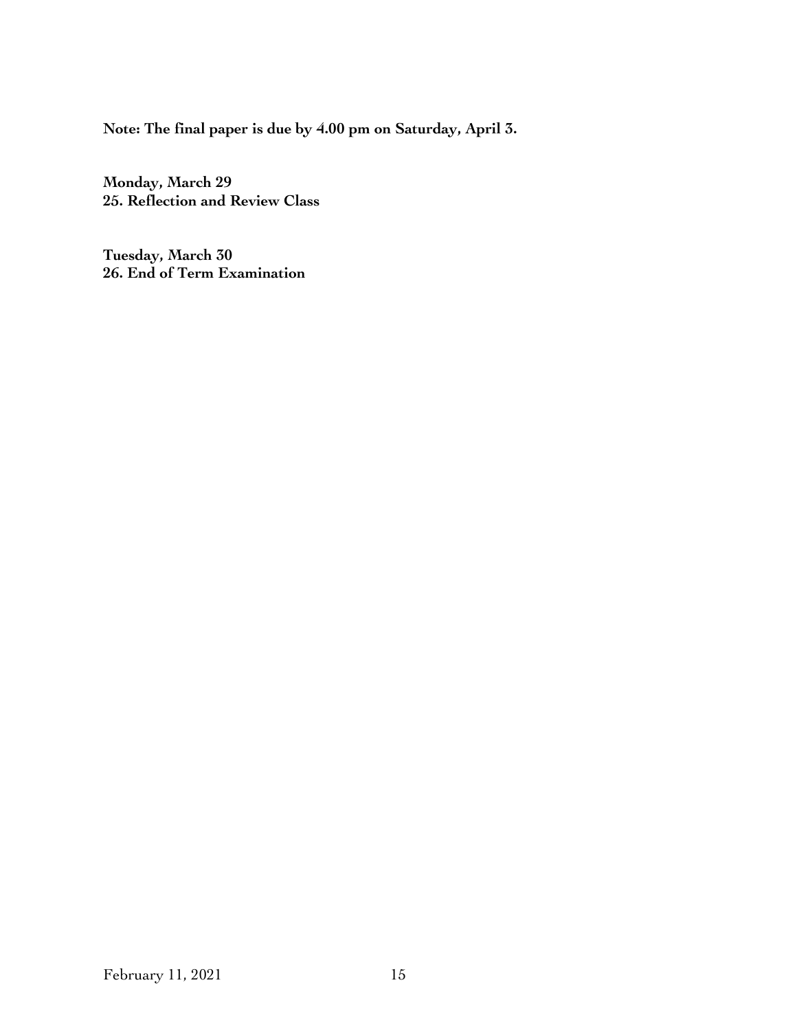**Note: The final paper is due by 4.00 pm on Saturday, April 3.**

**Monday, March 29**
**25. Reflection and Review Class**

**Tuesday, March 30**
**26. End of Term Examination**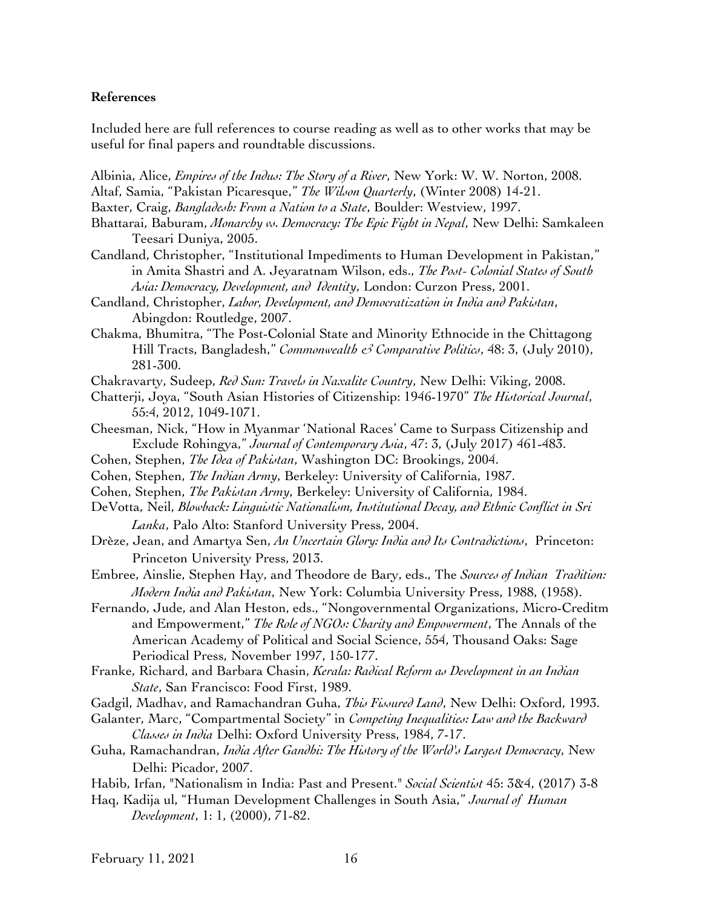**References**

Included here are full references to course reading as well as to other works that may be useful for final papers and roundtable discussions.

Albinia, Alice, *Empires of the Indus: The Story of a River*, New York: W. W. Norton, 2008.

Altaf, Samia, "Pakistan Picaresque," *The Wilson Quarterly*, (Winter 2008) 14-21.

Baxter, Craig, *Bangladesh: From a Nation to a State*, Boulder: Westview, 1997.

Bhattarai, Baburam, *Monarchy vs. Democracy: The Epic Fight in Nepal*, New Delhi: Samkaleen Teesari Duniya, 2005.

Candland, Christopher, "Institutional Impediments to Human Development in Pakistan," in Amita Shastri and A. Jeyaratnam Wilson, eds., *The Post- Colonial States of South Asia: Democracy, Development, and Identity*, London: Curzon Press, 2001.

Candland, Christopher, *Labor, Development, and Democratization in India and Pakistan*, Abingdon: Routledge, 2007.

Chakma, Bhumitra, "The Post-Colonial State and Minority Ethnocide in the Chittagong Hill Tracts, Bangladesh," *Commonwealth & Comparative Politics*, 48: 3, (July 2010), 281-300.

Chakravarty, Sudeep, *Red Sun: Travels in Naxalite Country*, New Delhi: Viking, 2008.

Chatterji, Joya, "South Asian Histories of Citizenship: 1946-1970" *The Historical Journal*, 55:4, 2012, 1049-1071.

Cheesman, Nick, "How in Myanmar 'National Races' Came to Surpass Citizenship and Exclude Rohingya," *Journal of Contemporary Asia*, 47: 3, (July 2017) 461-483.

Cohen, Stephen, *The Idea of Pakistan*, Washington DC: Brookings, 2004.

Cohen, Stephen, *The Indian Army*, Berkeley: University of California, 1987.

Cohen, Stephen, *The Pakistan Army*, Berkeley: University of California, 1984.

DeVotta, Neil, *Blowback: Linguistic Nationalism, Institutional Decay, and Ethnic Conflict in Sri Lanka*, Palo Alto: Stanford University Press, 2004.

Drèze, Jean, and Amartya Sen, *An Uncertain Glory: India and Its Contradictions*, Princeton: Princeton University Press, 2013.

Embree, Ainslie, Stephen Hay, and Theodore de Bary, eds., The *Sources of Indian Tradition: Modern India and Pakistan*, New York: Columbia University Press, 1988, (1958).

Fernando, Jude, and Alan Heston, eds., "Nongovernmental Organizations, Micro-Creditm and Empowerment," *The Role of NGOs: Charity and Empowerment*, The Annals of the American Academy of Political and Social Science, 554, Thousand Oaks: Sage Periodical Press, November 1997, 150-177.

Franke, Richard, and Barbara Chasin, *Kerala: Radical Reform as Development in an Indian State*, San Francisco: Food First, 1989.

Gadgil, Madhav, and Ramachandran Guha, *This Fissured Land*, New Delhi: Oxford, 1993.

Galanter, Marc, "Compartmental Society" in *Competing Inequalities: Law and the Backward Classes in India* Delhi: Oxford University Press, 1984, 7-17.

Guha, Ramachandran, *India After Gandhi: The History of the World's Largest Democracy*, New Delhi: Picador, 2007.

Habib, Irfan, "Nationalism in India: Past and Present." *Social Scientist* 45: 3&4, (2017) 3-8

Haq, Kadija ul, "Human Development Challenges in South Asia," *Journal of Human Development*, 1: 1, (2000), 71-82.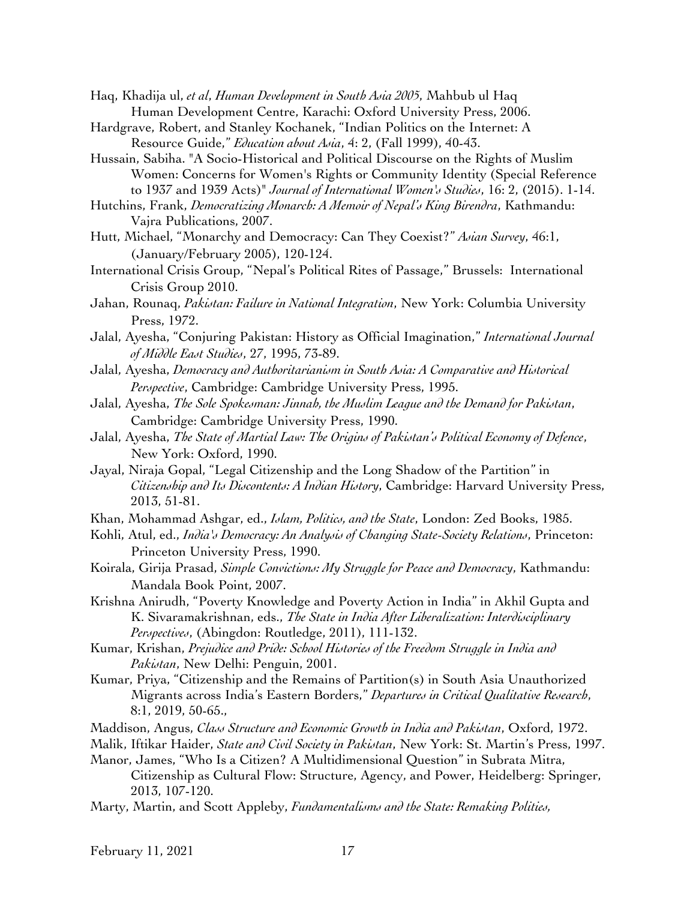Haq, Khadija ul, *et al*, *Human Development in South Asia 2005*, Mahbub ul Haq Human Development Centre, Karachi: Oxford University Press, 2006.

Hardgrave, Robert, and Stanley Kochanek, "Indian Politics on the Internet: A Resource Guide," *Education about Asia*, 4: 2, (Fall 1999), 40-43.

Hussain, Sabiha. "A Socio-Historical and Political Discourse on the Rights of Muslim Women: Concerns for Women's Rights or Community Identity (Special Reference to 1937 and 1939 Acts)" *Journal of International Women's Studies*, 16: 2, (2015). 1-14.

Hutchins, Frank, *Democratizing Monarch: A Memoir of Nepal's King Birendra*, Kathmandu: Vajra Publications, 2007.

Hutt, Michael, "Monarchy and Democracy: Can They Coexist?" *Asian Survey*, 46:1, (January/February 2005), 120-124.

International Crisis Group, "Nepal's Political Rites of Passage," Brussels: International Crisis Group 2010.

Jahan, Rounaq, *Pakistan: Failure in National Integration*, New York: Columbia University Press, 1972.

Jalal, Ayesha, "Conjuring Pakistan: History as Official Imagination," *International Journal of Middle East Studies*, 27, 1995, 73-89.

Jalal, Ayesha, *Democracy and Authoritarianism in South Asia: A Comparative and Historical Perspective*, Cambridge: Cambridge University Press, 1995.

Jalal, Ayesha, *The Sole Spokesman: Jinnah, the Muslim League and the Demand for Pakistan*, Cambridge: Cambridge University Press, 1990.

Jalal, Ayesha, *The State of Martial Law: The Origins of Pakistan's Political Economy of Defence*, New York: Oxford, 1990.

Jayal, Niraja Gopal, "Legal Citizenship and the Long Shadow of the Partition" in *Citizenship and Its Discontents: A Indian History*, Cambridge: Harvard University Press, 2013, 51-81.

Khan, Mohammad Ashgar, ed., *Islam, Politics, and the State*, London: Zed Books, 1985.

Kohli, Atul, ed., *India's Democracy: An Analysis of Changing State-Society Relations*, Princeton: Princeton University Press, 1990.

Koirala, Girija Prasad, *Simple Convictions: My Struggle for Peace and Democracy*, Kathmandu: Mandala Book Point, 2007.

Krishna Anirudh, "Poverty Knowledge and Poverty Action in India" in Akhil Gupta and K. Sivaramakrishnan, eds., *The State in India After Liberalization: Interdisciplinary Perspectives*, (Abingdon: Routledge, 2011), 111-132.

Kumar, Krishan, *Prejudice and Pride: School Histories of the Freedom Struggle in India and Pakistan*, New Delhi: Penguin, 2001.

Kumar, Priya, "Citizenship and the Remains of Partition(s) in South Asia Unauthorized Migrants across India's Eastern Borders," *Departures in Critical Qualitative Research*, 8:1, 2019, 50-65.,

Maddison, Angus, *Class Structure and Economic Growth in India and Pakistan*, Oxford, 1972.

Malik, Iftikar Haider, *State and Civil Society in Pakistan*, New York: St. Martin's Press, 1997.

Manor, James, "Who Is a Citizen? A Multidimensional Question" in Subrata Mitra, Citizenship as Cultural Flow: Structure, Agency, and Power, Heidelberg: Springer, 2013, 107-120.

Marty, Martin, and Scott Appleby, *Fundamentalisms and the State: Remaking Polities,*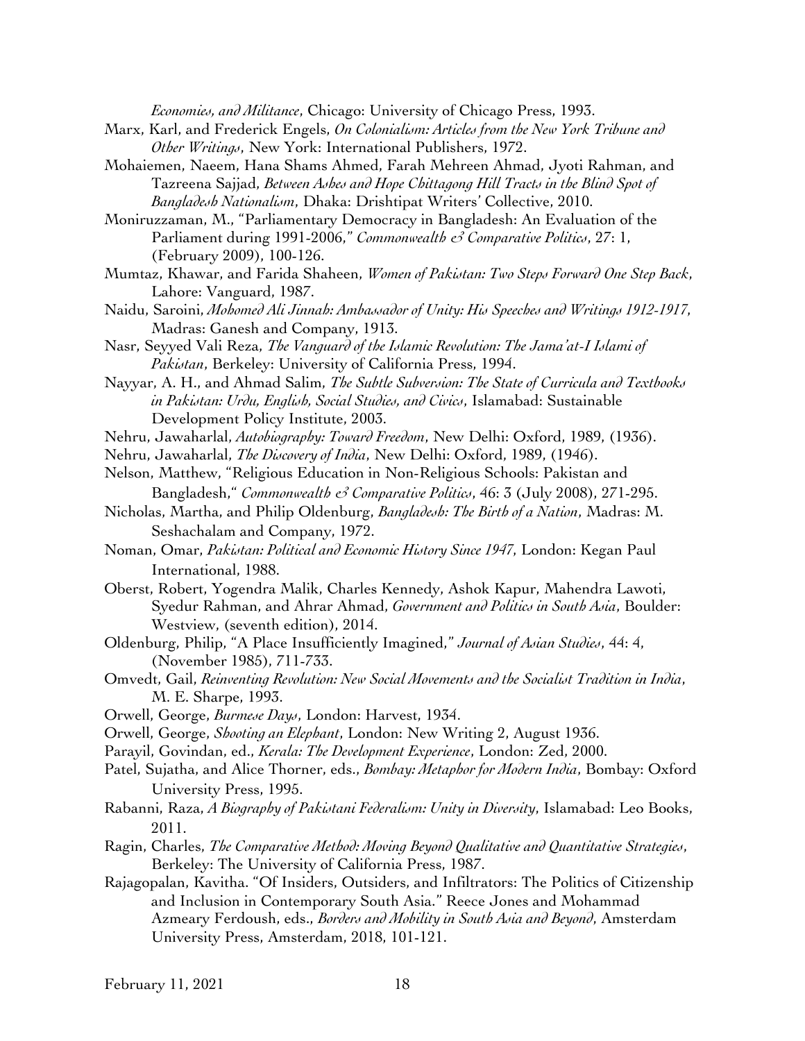*Economies, and Militance*, Chicago: University of Chicago Press, 1993.

Marx, Karl, and Frederick Engels, *On Colonialism: Articles from the New York Tribune and Other Writings*, New York: International Publishers, 1972.

Mohaiemen, Naeem, Hana Shams Ahmed, Farah Mehreen Ahmad, Jyoti Rahman, and Tazreena Sajjad, *Between Ashes and Hope Chittagong Hill Tracts in the Blind Spot of Bangladesh Nationalism*, Dhaka: Drishtipat Writers' Collective, 2010.

Moniruzzaman, M., "Parliamentary Democracy in Bangladesh: An Evaluation of the Parliament during 1991-2006," *Commonwealth & Comparative Politics*, 27: 1, (February 2009), 100-126.

Mumtaz, Khawar, and Farida Shaheen, *Women of Pakistan: Two Steps Forward One Step Back*, Lahore: Vanguard, 1987.

Naidu, Saroini, *Mohomed Ali Jinnah: Ambassador of Unity: His Speeches and Writings 1912-1917*, Madras: Ganesh and Company, 1913.

Nasr, Seyyed Vali Reza, *The Vanguard of the Islamic Revolution: The Jama'at-I Islami of Pakistan*, Berkeley: University of California Press, 1994.

Nayyar, A. H., and Ahmad Salim, *The Subtle Subversion: The State of Curricula and Textbooks in Pakistan: Urdu, English, Social Studies, and Civics*, Islamabad: Sustainable Development Policy Institute, 2003.

Nehru, Jawaharlal, *Autobiography: Toward Freedom*, New Delhi: Oxford, 1989, (1936).

Nehru, Jawaharlal, *The Discovery of India*, New Delhi: Oxford, 1989, (1946).

Nelson, Matthew, "Religious Education in Non-Religious Schools: Pakistan and Bangladesh," *Commonwealth & Comparative Politics*, 46: 3 (July 2008), 271-295.

Nicholas, Martha, and Philip Oldenburg, *Bangladesh: The Birth of a Nation*, Madras: M. Seshachalam and Company, 1972.

Noman, Omar, *Pakistan: Political and Economic History Since 1947*, London: Kegan Paul International, 1988.

Oberst, Robert, Yogendra Malik, Charles Kennedy, Ashok Kapur, Mahendra Lawoti, Syedur Rahman, and Ahrar Ahmad, *Government and Politics in South Asia*, Boulder: Westview, (seventh edition), 2014.

Oldenburg, Philip, "A Place Insufficiently Imagined," *Journal of Asian Studies*, 44: 4, (November 1985), 711-733.

Omvedt, Gail, *Reinventing Revolution: New Social Movements and the Socialist Tradition in India*, M. E. Sharpe, 1993.

Orwell, George, *Burmese Days*, London: Harvest, 1934.

Orwell, George, *Shooting an Elephant*, London: New Writing 2, August 1936.

Parayil, Govindan, ed., *Kerala: The Development Experience*, London: Zed, 2000.

Patel, Sujatha, and Alice Thorner, eds., *Bombay: Metaphor for Modern India*, Bombay: Oxford University Press, 1995.

Rabanni, Raza, *A Biography of Pakistani Federalism: Unity in Diversity*, Islamabad: Leo Books, 2011.

Ragin, Charles, *The Comparative Method: Moving Beyond Qualitative and Quantitative Strategies*, Berkeley: The University of California Press, 1987.

Rajagopalan, Kavitha. "Of Insiders, Outsiders, and Infiltrators: The Politics of Citizenship and Inclusion in Contemporary South Asia." Reece Jones and Mohammad Azmeary Ferdoush, eds., *Borders and Mobility in South Asia and Beyond*, Amsterdam University Press, Amsterdam, 2018, 101-121.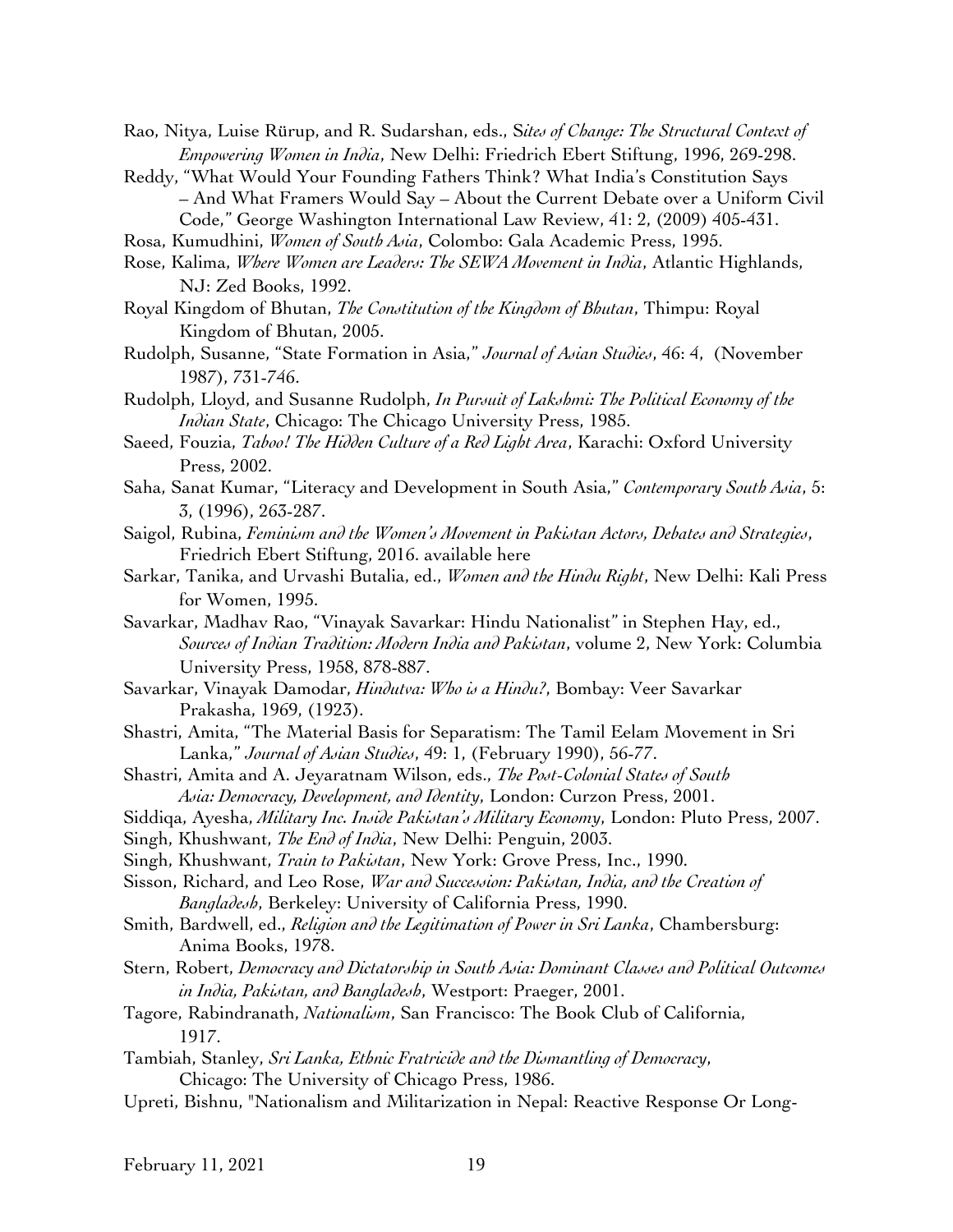Rao, Nitya, Luise Rürup, and R. Sudarshan, eds., S*ites of Change: The Structural Context of Empowering Women in India*, New Delhi: Friedrich Ebert Stiftung, 1996, 269-298.

Reddy, "What Would Your Founding Fathers Think? What India's Constitution Says – And What Framers Would Say – About the Current Debate over a Uniform Civil Code," George Washington International Law Review, 41: 2, (2009) 405-431.

Rosa, Kumudhini, *Women of South Asia*, Colombo: Gala Academic Press, 1995.

Rose, Kalima, *Where Women are Leaders: The SEWA Movement in India*, Atlantic Highlands, NJ: Zed Books, 1992.

Royal Kingdom of Bhutan, *The Constitution of the Kingdom of Bhutan*, Thimpu: Royal Kingdom of Bhutan, 2005.

Rudolph, Susanne, "State Formation in Asia," *Journal of Asian Studies*, 46: 4, (November 1987), 731-746.

Rudolph, Lloyd, and Susanne Rudolph, *In Pursuit of Lakshmi: The Political Economy of the Indian State*, Chicago: The Chicago University Press, 1985.

Saeed, Fouzia, *Taboo! The Hidden Culture of a Red Light Area*, Karachi: Oxford University Press, 2002.

Saha, Sanat Kumar, "Literacy and Development in South Asia," *Contemporary South Asia*, 5: 3, (1996), 263-287.

Saigol, Rubina, *Feminism and the Women's Movement in Pakistan Actors, Debates and Strategies*, Friedrich Ebert Stiftung, 2016. available here

Sarkar, Tanika, and Urvashi Butalia, ed., *Women and the Hindu Right*, New Delhi: Kali Press for Women, 1995.

Savarkar, Madhav Rao, "Vinayak Savarkar: Hindu Nationalist" in Stephen Hay, ed., *Sources of Indian Tradition: Modern India and Pakistan*, volume 2, New York: Columbia University Press, 1958, 878-887.

Savarkar, Vinayak Damodar, *Hindutva: Who is a Hindu?*, Bombay: Veer Savarkar Prakasha, 1969, (1923).

Shastri, Amita, "The Material Basis for Separatism: The Tamil Eelam Movement in Sri Lanka," *Journal of Asian Studies*, 49: 1, (February 1990), 56-77.

Shastri, Amita and A. Jeyaratnam Wilson, eds., *The Post-Colonial States of South Asia: Democracy, Development, and Identity*, London: Curzon Press, 2001.

Siddiqa, Ayesha, *Military Inc. Inside Pakistan's Military Economy*, London: Pluto Press, 2007.

Singh, Khushwant, *The End of India*, New Delhi: Penguin, 2003.

Singh, Khushwant, *Train to Pakistan*, New York: Grove Press, Inc., 1990.

Sisson, Richard, and Leo Rose, *War and Succession: Pakistan, India, and the Creation of Bangladesh*, Berkeley: University of California Press, 1990.

Smith, Bardwell, ed., *Religion and the Legitimation of Power in Sri Lanka*, Chambersburg: Anima Books, 1978.

Stern, Robert, *Democracy and Dictatorship in South Asia: Dominant Classes and Political Outcomes in India, Pakistan, and Bangladesh*, Westport: Praeger, 2001.

Tagore, Rabindranath, *Nationalism*, San Francisco: The Book Club of California, 1917.

Tambiah, Stanley, *Sri Lanka, Ethnic Fratricide and the Dismantling of Democracy*, Chicago: The University of Chicago Press, 1986.

Upreti, Bishnu, "Nationalism and Militarization in Nepal: Reactive Response Or Long-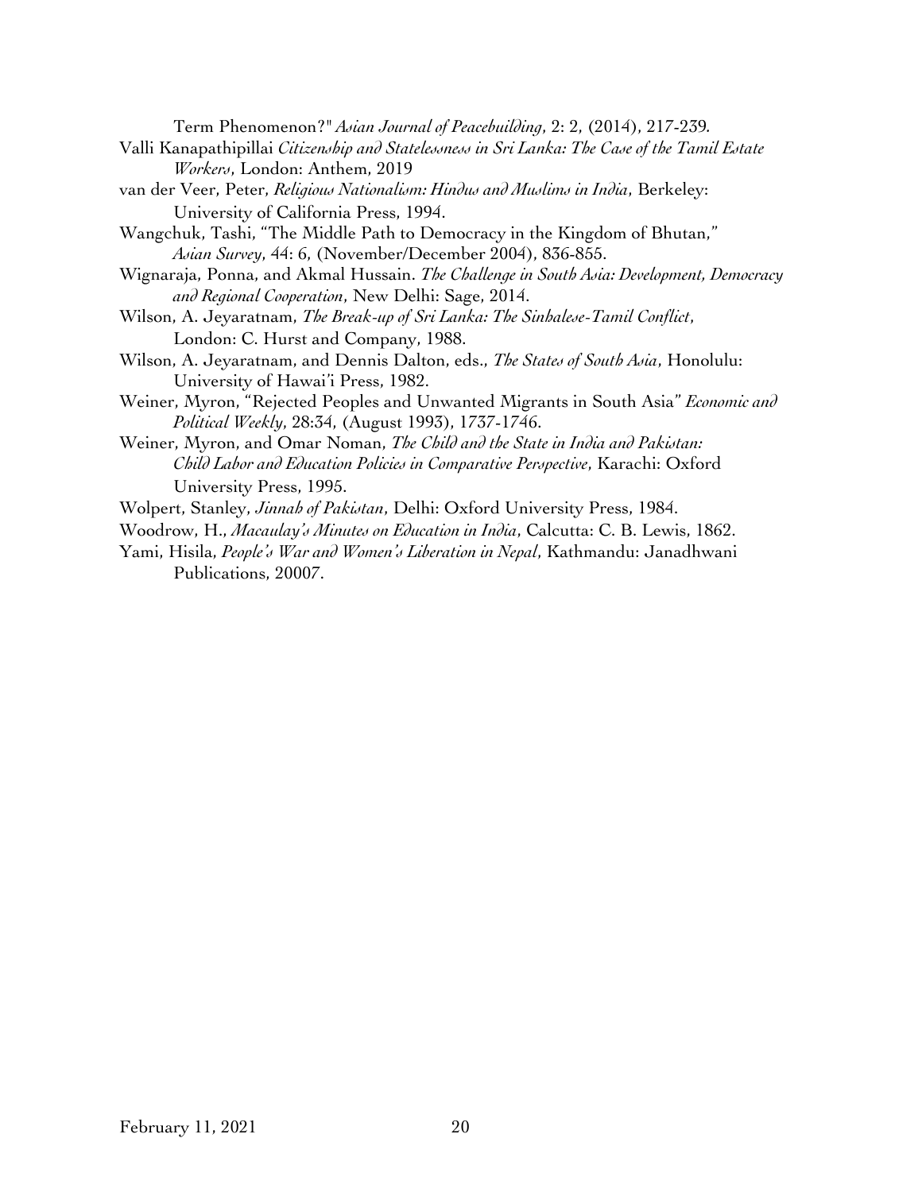Term Phenomenon?" *Asian Journal of Peacebuilding*, 2: 2, (2014), 217-239.

Valli Kanapathipillai *Citizenship and Statelessness in Sri Lanka: The Case of the Tamil Estate Workers*, London: Anthem, 2019

van der Veer, Peter, *Religious Nationalism: Hindus and Muslims in India*, Berkeley: University of California Press, 1994.

Wangchuk, Tashi, "The Middle Path to Democracy in the Kingdom of Bhutan," *Asian Survey*, 44: 6, (November/December 2004), 836-855.

Wignaraja, Ponna, and Akmal Hussain. *The Challenge in South Asia: Development, Democracy and Regional Cooperation*, New Delhi: Sage, 2014.

Wilson, A. Jeyaratnam, *The Break-up of Sri Lanka: The Sinhalese-Tamil Conflict*, London: C. Hurst and Company, 1988.

Wilson, A. Jeyaratnam, and Dennis Dalton, eds., *The States of South Asia*, Honolulu: University of Hawai'i Press, 1982.

Weiner, Myron, "Rejected Peoples and Unwanted Migrants in South Asia" *Economic and Political Weekly*, 28:34, (August 1993), 1737-1746.

Weiner, Myron, and Omar Noman, *The Child and the State in India and Pakistan: Child Labor and Education Policies in Comparative Perspective*, Karachi: Oxford University Press, 1995.

Wolpert, Stanley, *Jinnah of Pakistan*, Delhi: Oxford University Press, 1984.

Woodrow, H., *Macaulay's Minutes on Education in India*, Calcutta: C. B. Lewis, 1862.

Yami, Hisila, *People's War and Women's Liberation in Nepal*, Kathmandu: Janadhwani Publications, 20007.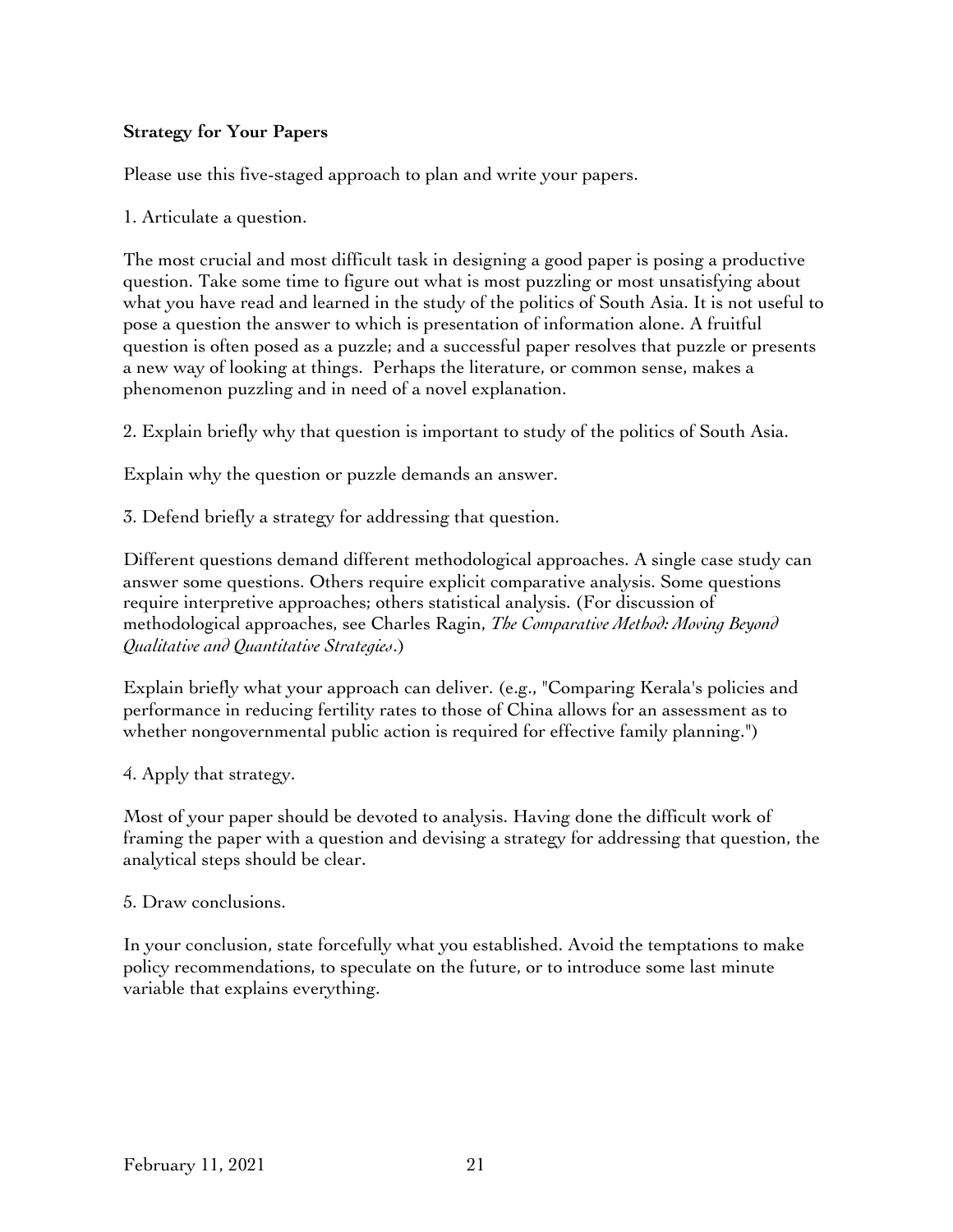**Strategy for Your Papers**

Please use this five-staged approach to plan and write your papers.

1. Articulate a question.

The most crucial and most difficult task in designing a good paper is posing a productive question. Take some time to figure out what is most puzzling or most unsatisfying about what you have read and learned in the study of the politics of South Asia. It is not useful to pose a question the answer to which is presentation of information alone. A fruitful question is often posed as a puzzle; and a successful paper resolves that puzzle or presents a new way of looking at things. Perhaps the literature, or common sense, makes a phenomenon puzzling and in need of a novel explanation.

2. Explain briefly why that question is important to study of the politics of South Asia.

Explain why the question or puzzle demands an answer.

3. Defend briefly a strategy for addressing that question.

Different questions demand different methodological approaches. A single case study can answer some questions. Others require explicit comparative analysis. Some questions require interpretive approaches; others statistical analysis. (For discussion of methodological approaches, see Charles Ragin, *The Comparative Method: Moving Beyond Qualitative and Quantitative Strategies*.)

Explain briefly what your approach can deliver. (e.g., "Comparing Kerala's policies and performance in reducing fertility rates to those of China allows for an assessment as to whether nongovernmental public action is required for effective family planning.")

4. Apply that strategy.

Most of your paper should be devoted to analysis. Having done the difficult work of framing the paper with a question and devising a strategy for addressing that question, the analytical steps should be clear.

5. Draw conclusions.

In your conclusion, state forcefully what you established. Avoid the temptations to make policy recommendations, to speculate on the future, or to introduce some last minute variable that explains everything.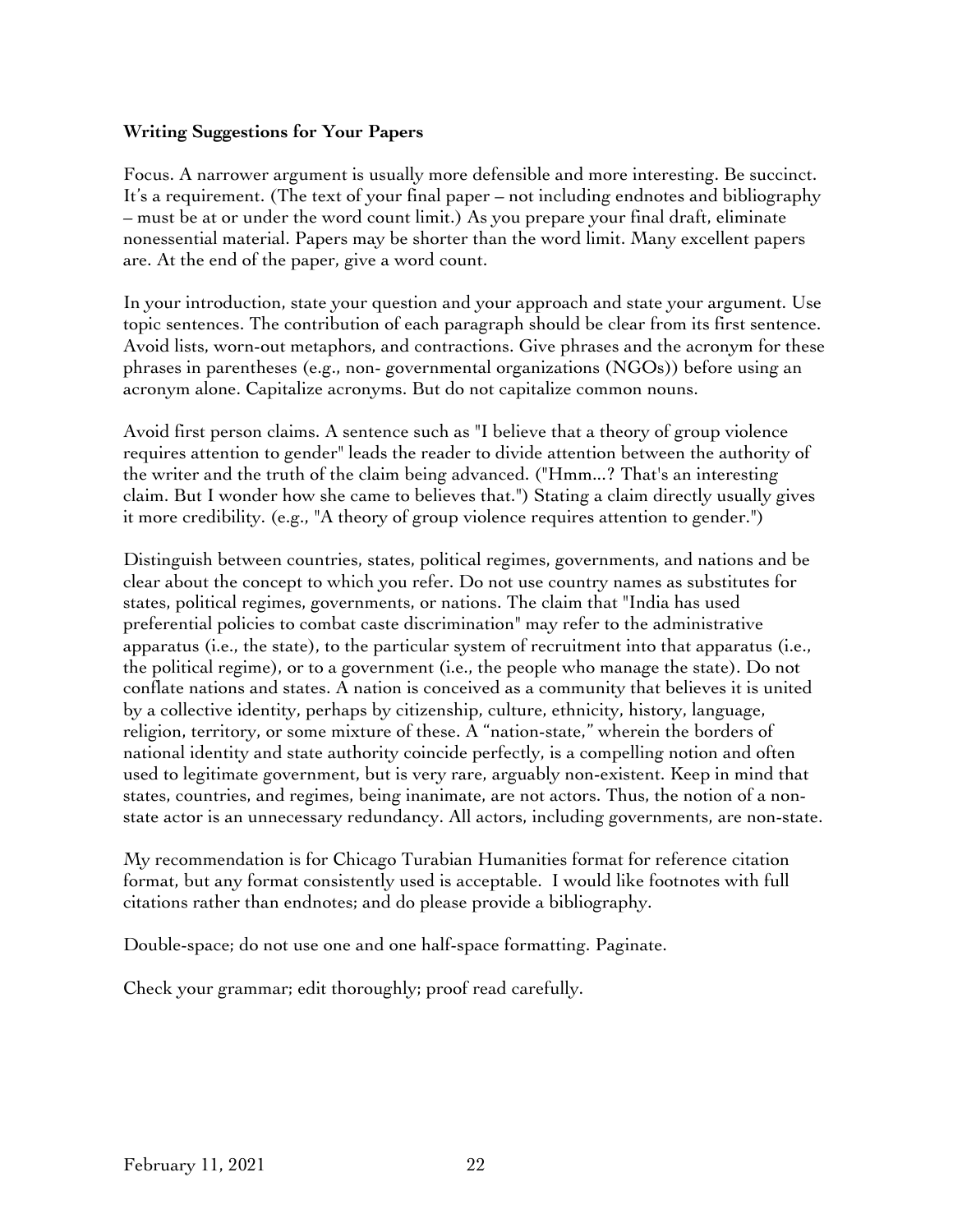**Writing Suggestions for Your Papers**

Focus. A narrower argument is usually more defensible and more interesting. Be succinct. It's a requirement. (The text of your final paper – not including endnotes and bibliography – must be at or under the word count limit.) As you prepare your final draft, eliminate nonessential material. Papers may be shorter than the word limit. Many excellent papers are. At the end of the paper, give a word count.

In your introduction, state your question and your approach and state your argument. Use topic sentences. The contribution of each paragraph should be clear from its first sentence. Avoid lists, worn-out metaphors, and contractions. Give phrases and the acronym for these phrases in parentheses (e.g., non- governmental organizations (NGOs)) before using an acronym alone. Capitalize acronyms. But do not capitalize common nouns.

Avoid first person claims. A sentence such as "I believe that a theory of group violence requires attention to gender" leads the reader to divide attention between the authority of the writer and the truth of the claim being advanced. ("Hmm...? That's an interesting claim. But I wonder how she came to believes that.") Stating a claim directly usually gives it more credibility. (e.g., "A theory of group violence requires attention to gender.")

Distinguish between countries, states, political regimes, governments, and nations and be clear about the concept to which you refer. Do not use country names as substitutes for states, political regimes, governments, or nations. The claim that "India has used preferential policies to combat caste discrimination" may refer to the administrative apparatus (i.e., the state), to the particular system of recruitment into that apparatus (i.e., the political regime), or to a government (i.e., the people who manage the state). Do not conflate nations and states. A nation is conceived as a community that believes it is united by a collective identity, perhaps by citizenship, culture, ethnicity, history, language, religion, territory, or some mixture of these. A "nation-state," wherein the borders of national identity and state authority coincide perfectly, is a compelling notion and often used to legitimate government, but is very rare, arguably non-existent. Keep in mind that states, countries, and regimes, being inanimate, are not actors. Thus, the notion of a non-state actor is an unnecessary redundancy. All actors, including governments, are non-state.

My recommendation is for Chicago Turabian Humanities format for reference citation format, but any format consistently used is acceptable. I would like footnotes with full citations rather than endnotes; and do please provide a bibliography.

Double-space; do not use one and one half-space formatting. Paginate.

Check your grammar; edit thoroughly; proof read carefully.